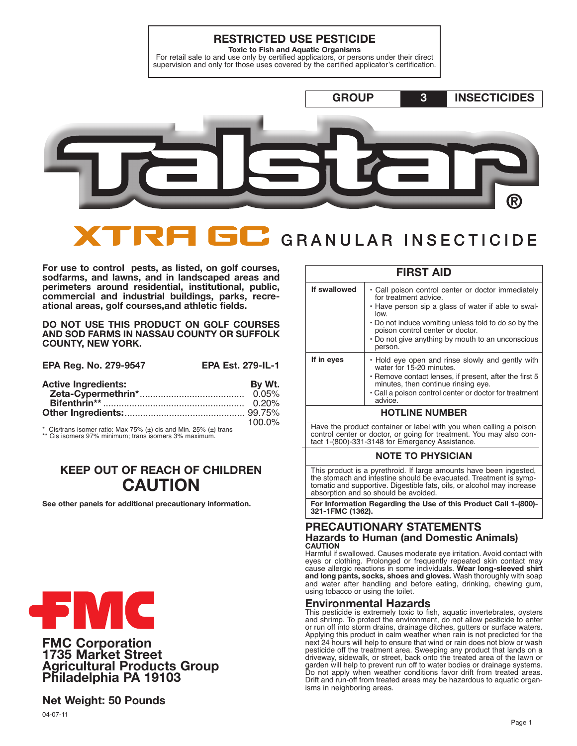## RESTRICTED USE PESTICIDE

**Toxic to Fish and Aquatic Organisms**

For retail sale to and use only by certified applicators, or persons under their direct supervision and only for those uses covered by the certified applicator's certification.

**GROUP 3 INSECTICIDES**

# Talstar®

# XTRA GC GRANULAR INSECTICIDE

**For use to control pests, as listed, on golf courses, sodfarms, and lawns, and in landscaped areas and perimeters around residential, institutional, public, commercial and industrial buildings, parks, recreational areas, golf courses,and athletic fields.**

**DO NOT USE THIS PRODUCT ON GOLF COURSES AND SOD FARMS IN NASSAU COUNTY OR SUFFOLK COUNTY, NEW YORK.**

**EPA Reg. No. 279-9547** **EPA Est. 279-IL-1**

| **Active Ingredients:** | **By Wt.** |
|---|---|
| **Zeta-Cypermethrin*** | 0.05% |
| **Bifenthrin**** | 0.20% |
| **Other Ingredients:** | 99.75% |
| | 100.0% |

\* Cis/trans isomer ratio: Max 75% (±) cis and Min. 25% (±) trans
\** Cis isomers 97% minimum; trans isomers 3% maximum.

## KEEP OUT OF REACH OF CHILDREN
## CAUTION

**See other panels for additional precautionary information.**

FMC

**FMC Corporation**
**1735 Market Street**
**Agricultural Products Group**
**Philadelphia PA 19103**

**Net Weight: 50 Pounds**

04-07-11

| **FIRST AID** | |
|---|---|
| **If swallowed** | • Call poison control center or doctor immediately for treatment advice.<br>• Have person sip a glass of water if able to swallow.<br>• Do not induce vomiting unless told to do so by the poison control center or doctor.<br>• Do not give anything by mouth to an unconscious person. |
| **If in eyes** | • Hold eye open and rinse slowly and gently with water for 15-20 minutes.<br>• Remove contact lenses, if present, after the first 5 minutes, then continue rinsing eye.<br>• Call a poison control center or doctor for treatment advice. |

**HOTLINE NUMBER**

Have the product container or label with you when calling a poison control center or doctor, or going for treatment. You may also contact 1-(800)-331-3148 for Emergency Assistance.

**NOTE TO PHYSICIAN**

This product is a pyrethroid. If large amounts have been ingested, the stomach and intestine should be evacuated. Treatment is symptomatic and supportive. Digestible fats, oils, or alcohol may increase absorption and so should be avoided.

**For Information Regarding the Use of this Product Call 1-(800)-321-1FMC (1362).**

## PRECAUTIONARY STATEMENTS

### Hazards to Human (and Domestic Animals)

**CAUTION**

Harmful if swallowed. Causes moderate eye irritation. Avoid contact with eyes or clothing. Prolonged or frequently repeated skin contact may cause allergic reactions in some individuals. **Wear long-sleeved shirt and long pants, socks, shoes and gloves.** Wash thoroughly with soap and water after handling and before eating, drinking, chewing gum, using tobacco or using the toilet.

### Environmental Hazards

This pesticide is extremely toxic to fish, aquatic invertebrates, oysters and shrimp. To protect the environment, do not allow pesticide to enter or run off into storm drains, drainage ditches, gutters or surface waters. Applying this product in calm weather when rain is not predicted for the next 24 hours will help to ensure that wind or rain does not blow or wash pesticide off the treatment area. Sweeping any product that lands on a driveway, sidewalk, or street, back onto the treated area of the lawn or garden will help to prevent run off to water bodies or drainage systems. Do not apply when weather conditions favor drift from treated areas. Drift and run-off from treated areas may be hazardous to aquatic organisms in neighboring areas.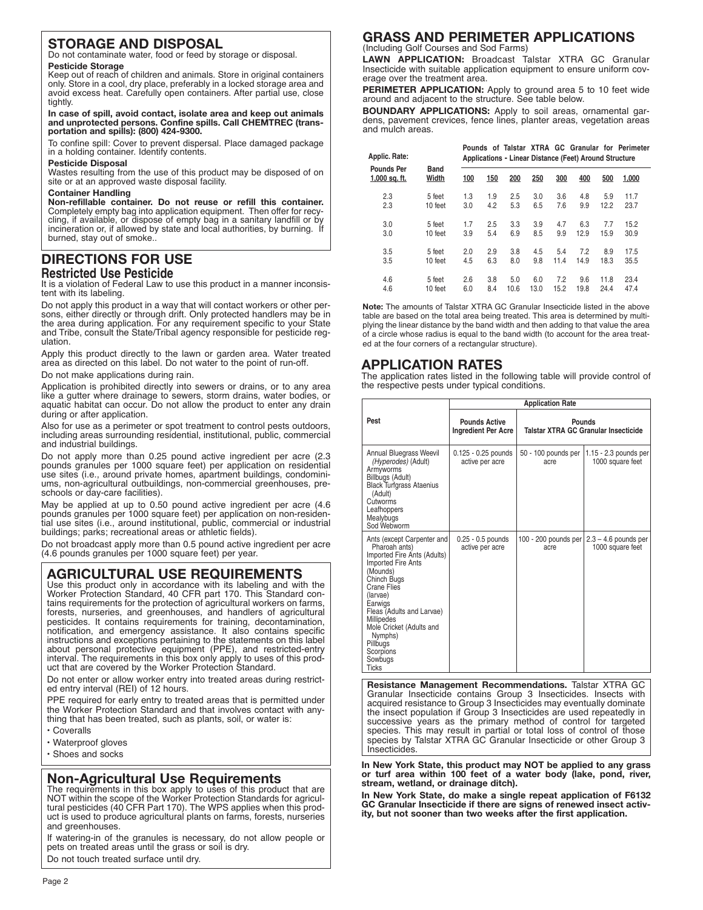## STORAGE AND DISPOSAL

Do not contaminate water, food or feed by storage or disposal.

**Pesticide Storage**

Keep out of reach of children and animals. Store in original containers only. Store in a cool, dry place, preferably in a locked storage area and avoid excess heat. Carefully open containers. After partial use, close tightly.

**In case of spill, avoid contact, isolate area and keep out animals and unprotected persons. Confine spills. Call CHEMTREC (transportation and spills): (800) 424-9300.**

To confine spill: Cover to prevent dispersal. Place damaged package in a holding container. Identify contents.

**Pesticide Disposal**

Wastes resulting from the use of this product may be disposed of on site or at an approved waste disposal facility.

**Container Handling**

**Non-refillable container. Do not reuse or refill this container.** Completely empty bag into application equipment. Then offer for recycling, if available, or dispose of empty bag in a sanitary landfill or by incineration or, if allowed by state and local authorities, by burning. If burned, stay out of smoke..

## DIRECTIONS FOR USE

### Restricted Use Pesticide

It is a violation of Federal Law to use this product in a manner inconsistent with its labeling.

Do not apply this product in a way that will contact workers or other persons, either directly or through drift. Only protected handlers may be in the area during application. For any requirement specific to your State and Tribe, consult the State/Tribal agency responsible for pesticide regulation.

Apply this product directly to the lawn or garden area. Water treated area as directed on this label. Do not water to the point of run-off.

Do not make applications during rain.

Application is prohibited directly into sewers or drains, or to any area like a gutter where drainage to sewers, storm drains, water bodies, or aquatic habitat can occur. Do not allow the product to enter any drain during or after application.

Also for use as a perimeter or spot treatment to control pests outdoors, including areas surrounding residential, institutional, public, commercial and industrial buildings.

Do not apply more than 0.25 pound active ingredient per acre (2.3 pounds granules per 1000 square feet) per application on residential use sites (i.e., around private homes, apartment buildings, condominiums, non-agricultural outbuildings, non-commercial greenhouses, preschools or day-care facilities).

May be applied at up to 0.50 pound active ingredient per acre (4.6 pounds granules per 1000 square feet) per application on non-residential use sites (i.e., around institutional, public, commercial or industrial buildings; parks; recreational areas or athletic fields).

Do not broadcast apply more than 0.5 pound active ingredient per acre (4.6 pounds granules per 1000 square feet) per year.

## AGRICULTURAL USE REQUIREMENTS

Use this product only in accordance with its labeling and with the Worker Protection Standard, 40 CFR part 170. This Standard contains requirements for the protection of agricultural workers on farms, forests, nurseries, and greenhouses, and handlers of agricultural pesticides. It contains requirements for training, decontamination, notification, and emergency assistance. It also contains specific instructions and exceptions pertaining to the statements on this label about personal protective equipment (PPE), and restricted-entry interval. The requirements in this box only apply to uses of this product that are covered by the Worker Protection Standard.

Do not enter or allow worker entry into treated areas during restricted entry interval (REI) of 12 hours.

PPE required for early entry to treated areas that is permitted under the Worker Protection Standard and that involves contact with anything that has been treated, such as plants, soil, or water is:

- Coveralls
- Waterproof gloves
- Shoes and socks

## Non-Agricultural Use Requirements

The requirements in this box apply to uses of this product that are NOT within the scope of the Worker Protection Standards for agricultural pesticides (40 CFR Part 170). The WPS applies when this product is used to produce agricultural plants on farms, forests, nurseries and greenhouses.

If watering-in of the granules is necessary, do not allow people or pets on treated areas until the grass or soil is dry.

Do not touch treated surface until dry.

## GRASS AND PERIMETER APPLICATIONS

(Including Golf Courses and Sod Farms)

**LAWN APPLICATION:** Broadcast Talstar XTRA GC Granular Insecticide with suitable application equipment to ensure uniform coverage over the treatment area.

**PERIMETER APPLICATION:** Apply to ground area 5 to 10 feet wide around and adjacent to the structure. See table below.

**BOUNDARY APPLICATIONS:** Apply to soil areas, ornamental gardens, pavement crevices, fence lines, planter areas, vegetation areas and mulch areas.

| Applic. Rate: | | Pounds of Talstar XTRA GC Granular for Perimeter Applications - Linear Distance (Feet) Around Structure | | | | | | | |
|---|---|---|---|---|---|---|---|---|---|
| Pounds Per 1,000 sq. ft. | Band Width | 100 | 150 | 200 | 250 | 300 | 400 | 500 | 1,000 |
| 2.3 | 5 feet | 1.3 | 1.9 | 2.5 | 3.0 | 3.6 | 4.8 | 5.9 | 11.7 |
| 2.3 | 10 feet | 3.0 | 4.2 | 5.3 | 6.5 | 7.6 | 9.9 | 12.2 | 23.7 |
| 3.0 | 5 feet | 1.7 | 2.5 | 3.3 | 3.9 | 4.7 | 6.3 | 7.7 | 15.2 |
| 3.0 | 10 feet | 3.9 | 5.4 | 6.9 | 8.5 | 9.9 | 12.9 | 15.9 | 30.9 |
| 3.5 | 5 feet | 2.0 | 2.9 | 3.8 | 4.5 | 5.4 | 7.2 | 8.9 | 17.5 |
| 3.5 | 10 feet | 4.5 | 6.3 | 8.0 | 9.8 | 11.4 | 14.9 | 18.3 | 35.5 |
| 4.6 | 5 feet | 2.6 | 3.8 | 5.0 | 6.0 | 7.2 | 9.6 | 11.8 | 23.4 |
| 4.6 | 10 feet | 6.0 | 8.4 | 10.6 | 13.0 | 15.2 | 19.8 | 24.4 | 47.4 |

**Note:** The amounts of Talstar XTRA GC Granular Insecticide listed in the above table are based on the total area being treated. This area is determined by multiplying the linear distance by the band width and then adding to that value the area of a circle whose radius is equal to the band width (to account for the area treated at the four corners of a rectangular structure).

## APPLICATION RATES

The application rates listed in the following table will provide control of the respective pests under typical conditions.

| Pest | Application Rate | | |
|---|---|---|---|
| | Pounds Active Ingredient Per Acre | Pounds Talstar XTRA GC Granular Insecticide | |
| Annual Bluegrass Weevil *(Hyperodes)* (Adult)<br>Armyworms<br>Billbugs (Adult)<br>Black Turfgrass Ataenius (Adult)<br>Cutworms<br>Leafhoppers<br>Mealybugs<br>Sod Webworm | 0.125 - 0.25 pounds active per acre | 50 - 100 pounds per acre | 1.15 - 2.3 pounds per 1000 square feet |
| Ants (except Carpenter and Pharoah ants)<br>Imported Fire Ants (Adults)<br>Imported Fire Ants (Mounds)<br>Chinch Bugs<br>Crane Flies (larvae)<br>Earwigs<br>Fleas (Adults and Larvae)<br>Millipedes<br>Mole Cricket (Adults and Nymphs)<br>Pillbugs<br>Scorpions<br>Sowbugs<br>Ticks | 0.25 - 0.5 pounds active per acre | 100 - 200 pounds per acre | 2.3 – 4.6 pounds per 1000 square feet |

**Resistance Management Recommendations.** Talstar XTRA GC Granular Insecticide contains Group 3 Insecticides. Insects with acquired resistance to Group 3 Insecticides may eventually dominate the insect population if Group 3 Insecticides are used repeatedly in successive years as the primary method of control for targeted species. This may result in partial or total loss of control of those species by Talstar XTRA GC Granular Insecticide or other Group 3 Insecticides.

**In New York State, this product may NOT be applied to any grass or turf area within 100 feet of a water body (lake, pond, river, stream, wetland, or drainage ditch).**

**In New York State, do make a single repeat application of F6132 GC Granular Insecticide if there are signs of renewed insect activity, but not sooner than two weeks after the first application.**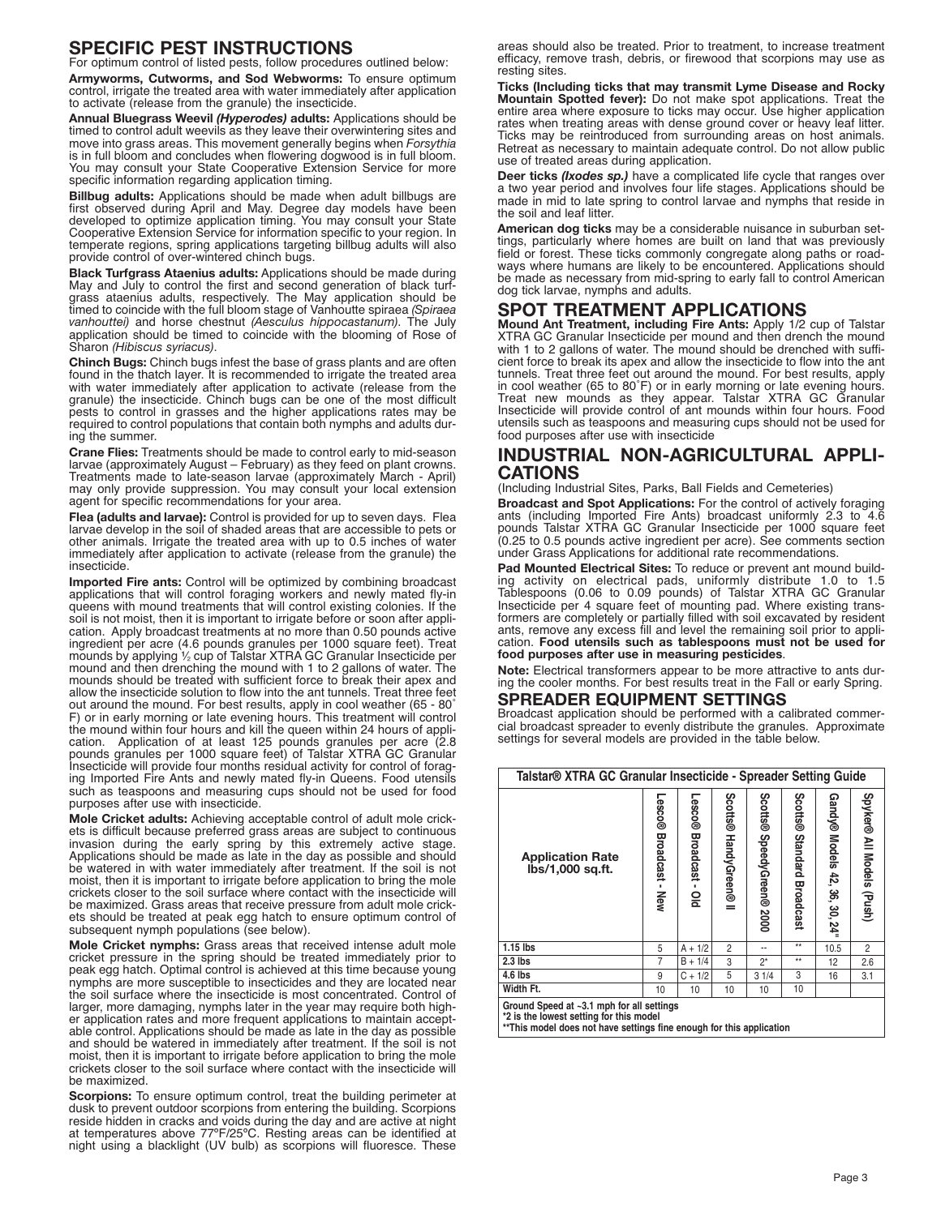## SPECIFIC PEST INSTRUCTIONS

For optimum control of listed pests, follow procedures outlined below:

**Armyworms, Cutworms, and Sod Webworms:** To ensure optimum control, irrigate the treated area with water immediately after application to activate (release from the granule) the insecticide.

**Annual Bluegrass Weevil *(Hyperodes)* adults:** Applications should be timed to control adult weevils as they leave their overwintering sites and move into grass areas. This movement generally begins when *Forsythia* is in full bloom and concludes when flowering dogwood is in full bloom. You may consult your State Cooperative Extension Service for more specific information regarding application timing.

**Billbug adults:** Applications should be made when adult billbugs are first observed during April and May. Degree day models have been developed to optimize application timing. You may consult your State Cooperative Extension Service for information specific to your region. In temperate regions, spring applications targeting billbug adults will also provide control of over-wintered chinch bugs.

**Black Turfgrass Ataenius adults:** Applications should be made during May and July to control the first and second generation of black turfgrass ataenius adults, respectively. The May application should be timed to coincide with the full bloom stage of Vanhoutte spiraea *(Spiraea vanhouttei)* and horse chestnut *(Aesculus hippocastanum)*. The July application should be timed to coincide with the blooming of Rose of Sharon *(Hibiscus syriacus)*.

**Chinch Bugs:** Chinch bugs infest the base of grass plants and are often found in the thatch layer. It is recommended to irrigate the treated area with water immediately after application to activate (release from the granule) the insecticide. Chinch bugs can be one of the most difficult pests to control in grasses and the higher applications rates may be required to control populations that contain both nymphs and adults during the summer.

**Crane Flies:** Treatments should be made to control early to mid-season larvae (approximately August – February) as they feed on plant crowns. Treatments made to late-season larvae (approximately March - April) may only provide suppression. You may consult your local extension agent for specific recommendations for your area.

**Flea (adults and larvae):** Control is provided for up to seven days. Flea larvae develop in the soil of shaded areas that are accessible to pets or other animals. Irrigate the treated area with up to 0.5 inches of water immediately after application to activate (release from the granule) the insecticide.

**Imported Fire ants:** Control will be optimized by combining broadcast applications that will control foraging workers and newly mated fly-in queens with mound treatments that will control existing colonies. If the soil is not moist, then it is important to irrigate before or soon after application. Apply broadcast treatments at no more than 0.50 pounds active ingredient per acre (4.6 pounds granules per 1000 square feet). Treat mounds by applying ½ cup of Talstar XTRA GC Granular Insecticide per mound and then drenching the mound with 1 to 2 gallons of water. The mounds should be treated with sufficient force to break their apex and allow the insecticide solution to flow into the ant tunnels. Treat three feet out around the mound. For best results, apply in cool weather (65 - 80° F) or in early morning or late evening hours. This treatment will control the mound within four hours and kill the queen within 24 hours of application. Application of at least 125 pounds granules per acre (2.8 pounds granules per 1000 square feet) of Talstar XTRA GC Granular Insecticide will provide four months residual activity for control of foraging Imported Fire Ants and newly mated fly-in Queens. Food utensils such as teaspoons and measuring cups should not be used for food purposes after use with insecticide.

**Mole Cricket adults:** Achieving acceptable control of adult mole crickets is difficult because preferred grass areas are subject to continuous invasion during the early spring by this extremely active stage. Applications should be made as late in the day as possible and should be watered in with water immediately after treatment. If the soil is not moist, then it is important to irrigate before application to bring the mole crickets closer to the soil surface where contact with the insecticide will be maximized. Grass areas that receive pressure from adult mole crickets should be treated at peak egg hatch to ensure optimum control of subsequent nymph populations (see below).

**Mole Cricket nymphs:** Grass areas that received intense adult mole cricket pressure in the spring should be treated immediately prior to peak egg hatch. Optimal control is achieved at this time because young nymphs are more susceptible to insecticides and they are located near the soil surface where the insecticide is most concentrated. Control of larger, more damaging, nymphs later in the year may require both higher application rates and more frequent applications to maintain acceptable control. Applications should be made as late in the day as possible and should be watered in immediately after treatment. If the soil is not moist, then it is important to irrigate before application to bring the mole crickets closer to the soil surface where contact with the insecticide will be maximized.

**Scorpions:** To ensure optimum control, treat the building perimeter at dusk to prevent outdoor scorpions from entering the building. Scorpions reside hidden in cracks and voids during the day and are active at night at temperatures above 77°F/25°C. Resting areas can be identified at night using a blacklight (UV bulb) as scorpions will fluoresce. These areas should also be treated. Prior to treatment, to increase treatment efficacy, remove trash, debris, or firewood that scorpions may use as resting sites.

**Ticks (Including ticks that may transmit Lyme Disease and Rocky Mountain Spotted fever):** Do not make spot applications. Treat the entire area where exposure to ticks may occur. Use higher application rates when treating areas with dense ground cover or heavy leaf litter. Ticks may be reintroduced from surrounding areas on host animals. Retreat as necessary to maintain adequate control. Do not allow public use of treated areas during application.

**Deer ticks *(Ixodes sp.)*** have a complicated life cycle that ranges over a two year period and involves four life stages. Applications should be made in mid to late spring to control larvae and nymphs that reside in the soil and leaf litter.

**American dog ticks** may be a considerable nuisance in suburban settings, particularly where homes are built on land that was previously field or forest. These ticks commonly congregate along paths or roadways where humans are likely to be encountered. Applications should be made as necessary from mid-spring to early fall to control American dog tick larvae, nymphs and adults.

## SPOT TREATMENT APPLICATIONS

**Mound Ant Treatment, including Fire Ants:** Apply 1/2 cup of Talstar XTRA GC Granular Insecticide per mound and then drench the mound with 1 to 2 gallons of water. The mound should be drenched with sufficient force to break its apex and allow the insecticide to flow into the ant tunnels. Treat three feet out around the mound. For best results, apply in cool weather (65 to 80˚F) or in early morning or late evening hours. Treat new mounds as they appear. Talstar XTRA GC Granular Insecticide will provide control of ant mounds within four hours. Food utensils such as teaspoons and measuring cups should not be used for food purposes after use with insecticide

## INDUSTRIAL NON-AGRICULTURAL APPLICATIONS

(Including Industrial Sites, Parks, Ball Fields and Cemeteries)

**Broadcast and Spot Applications:** For the control of actively foraging ants (including Imported Fire Ants) broadcast uniformly 2.3 to 4.6 pounds Talstar XTRA GC Granular Insecticide per 1000 square feet (0.25 to 0.5 pounds active ingredient per acre). See comments section under Grass Applications for additional rate recommendations.

**Pad Mounted Electrical Sites:** To reduce or prevent ant mound building activity on electrical pads, uniformly distribute 1.0 to 1.5 Tablespoons (0.06 to 0.09 pounds) of Talstar XTRA GC Granular Insecticide per 4 square feet of mounting pad. Where existing transformers are completely or partially filled with soil excavated by resident ants, remove any excess fill and level the remaining soil prior to application. **Food utensils such as tablespoons must not be used for food purposes after use in measuring pesticides**.

**Note:** Electrical transformers appear to be more attractive to ants during the cooler months. For best results treat in the Fall or early Spring.

### SPREADER EQUIPMENT SETTINGS

Broadcast application should be performed with a calibrated commercial broadcast spreader to evenly distribute the granules. Approximate settings for several models are provided in the table below.

**Talstar® XTRA GC Granular Insecticide - Spreader Setting Guide**

| Application Rate lbs/1,000 sq.ft. | Lesco® Broadcast - New | Lesco® Broadcast - Old | Scotts® HandyGreen® II | Scotts® SpeedyGreen® 2000 | Scotts® Standard Broadcast | Gandy® Models 42, 36, 30, 24" | Spyker® All Models (Push) |
|---|---|---|---|---|---|---|---|
| 1.15 lbs | 5 | A + 1/2 | 2 | -- | ** | 10.5 | 2 |
| 2.3 lbs | 7 | B + 1/4 | 3 | 2* | ** | 12 | 2.6 |
| 4.6 lbs | 9 | C + 1/2 | 5 | 3 1/4 | 3 | 16 | 3.1 |
| Width Ft. | 10 | 10 | 10 | 10 | 10 | | |

Ground Speed at ~3.1 mph for all settings
*2 is the lowest setting for this model
**This model does not have settings fine enough for this application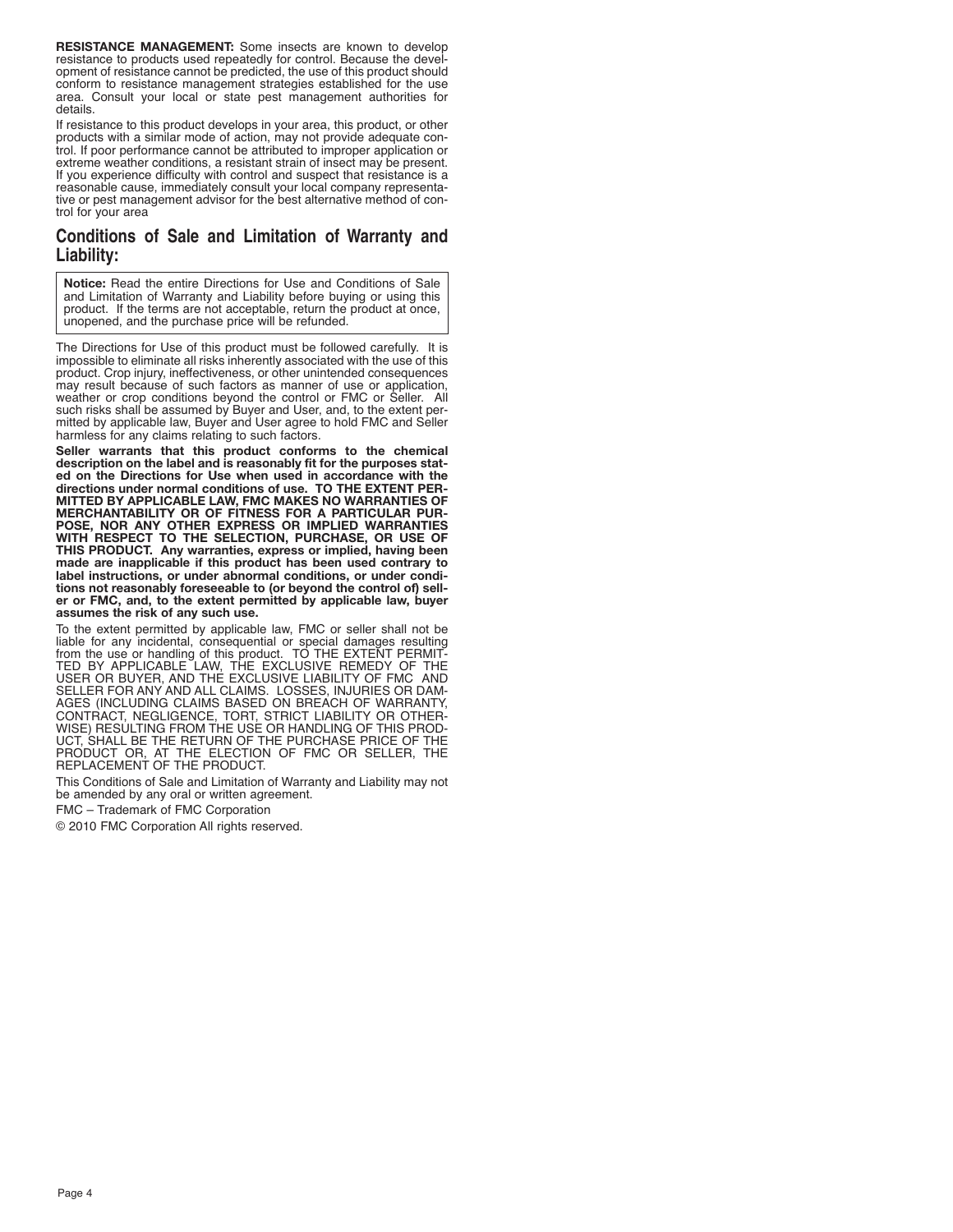**RESISTANCE MANAGEMENT:** Some insects are known to develop resistance to products used repeatedly for control. Because the development of resistance cannot be predicted, the use of this product should conform to resistance management strategies established for the use area. Consult your local or state pest management authorities for details.

If resistance to this product develops in your area, this product, or other products with a similar mode of action, may not provide adequate control. If poor performance cannot be attributed to improper application or extreme weather conditions, a resistant strain of insect may be present. If you experience difficulty with control and suspect that resistance is a reasonable cause, immediately consult your local company representative or pest management advisor for the best alternative method of control for your area

## Conditions of Sale and Limitation of Warranty and Liability:

**Notice:** Read the entire Directions for Use and Conditions of Sale and Limitation of Warranty and Liability before buying or using this product. If the terms are not acceptable, return the product at once, unopened, and the purchase price will be refunded.

The Directions for Use of this product must be followed carefully. It is impossible to eliminate all risks inherently associated with the use of this product. Crop injury, ineffectiveness, or other unintended consequences may result because of such factors as manner of use or application, weather or crop conditions beyond the control or FMC or Seller. All such risks shall be assumed by Buyer and User, and, to the extent permitted by applicable law, Buyer and User agree to hold FMC and Seller harmless for any claims relating to such factors.

**Seller warrants that this product conforms to the chemical description on the label and is reasonably fit for the purposes stated on the Directions for Use when used in accordance with the directions under normal conditions of use. TO THE EXTENT PERMITTED BY APPLICABLE LAW, FMC MAKES NO WARRANTIES OF MERCHANTABILITY OR OF FITNESS FOR A PARTICULAR PURPOSE, NOR ANY OTHER EXPRESS OR IMPLIED WARRANTIES WITH RESPECT TO THE SELECTION, PURCHASE, OR USE OF THIS PRODUCT. Any warranties, express or implied, having been made are inapplicable if this product has been used contrary to label instructions, or under abnormal conditions, or under conditions not reasonably foreseeable to (or beyond the control of) seller or FMC, and, to the extent permitted by applicable law, buyer assumes the risk of any such use.**

To the extent permitted by applicable law, FMC or seller shall not be liable for any incidental, consequential or special damages resulting from the use or handling of this product. TO THE EXTENT PERMITTED BY APPLICABLE LAW, THE EXCLUSIVE REMEDY OF THE USER OR BUYER, AND THE EXCLUSIVE LIABILITY OF FMC AND SELLER FOR ANY AND ALL CLAIMS. LOSSES, INJURIES OR DAMAGES (INCLUDING CLAIMS BASED ON BREACH OF WARRANTY, CONTRACT, NEGLIGENCE, TORT, STRICT LIABILITY OR OTHERWISE) RESULTING FROM THE USE OR HANDLING OF THIS PRODUCT, SHALL BE THE RETURN OF THE PURCHASE PRICE OF THE PRODUCT OR, AT THE ELECTION OF FMC OR SELLER, THE REPLACEMENT OF THE PRODUCT.

This Conditions of Sale and Limitation of Warranty and Liability may not be amended by any oral or written agreement.

FMC – Trademark of FMC Corporation

© 2010 FMC Corporation All rights reserved.